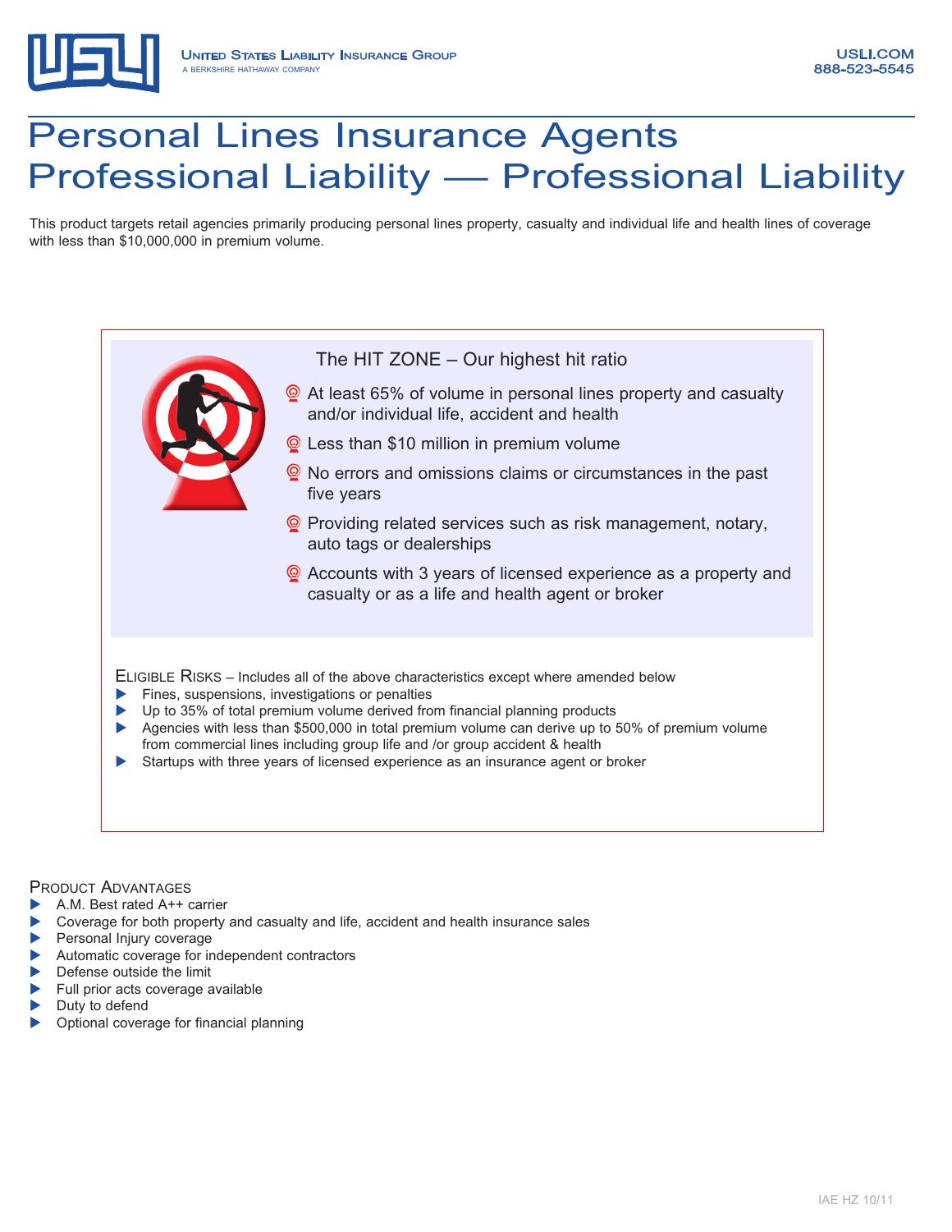United States Liability Insurance Group
A BERKSHIRE HATHAWAY COMPANY

USLI.COM
888-523-5545

# Personal Lines Insurance Agents Professional Liability — Professional Liability

This product targets retail agencies primarily producing personal lines property, casualty and individual life and health lines of coverage with less than $10,000,000 in premium volume.

## The HIT ZONE – Our highest hit ratio

- At least 65% of volume in personal lines property and casualty and/or individual life, accident and health
- Less than $10 million in premium volume
- No errors and omissions claims or circumstances in the past five years
- Providing related services such as risk management, notary, auto tags or dealerships
- Accounts with 3 years of licensed experience as a property and casualty or as a life and health agent or broker

## Eligible Risks – Includes all of the above characteristics except where amended below

- Fines, suspensions, investigations or penalties
- Up to 35% of total premium volume derived from financial planning products
- Agencies with less than $500,000 in total premium volume can derive up to 50% of premium volume from commercial lines including group life and /or group accident & health
- Startups with three years of licensed experience as an insurance agent or broker

## Product Advantages

- A.M. Best rated A++ carrier
- Coverage for both property and casualty and life, accident and health insurance sales
- Personal Injury coverage
- Automatic coverage for independent contractors
- Defense outside the limit
- Full prior acts coverage available
- Duty to defend
- Optional coverage for financial planning

IAE HZ 10/11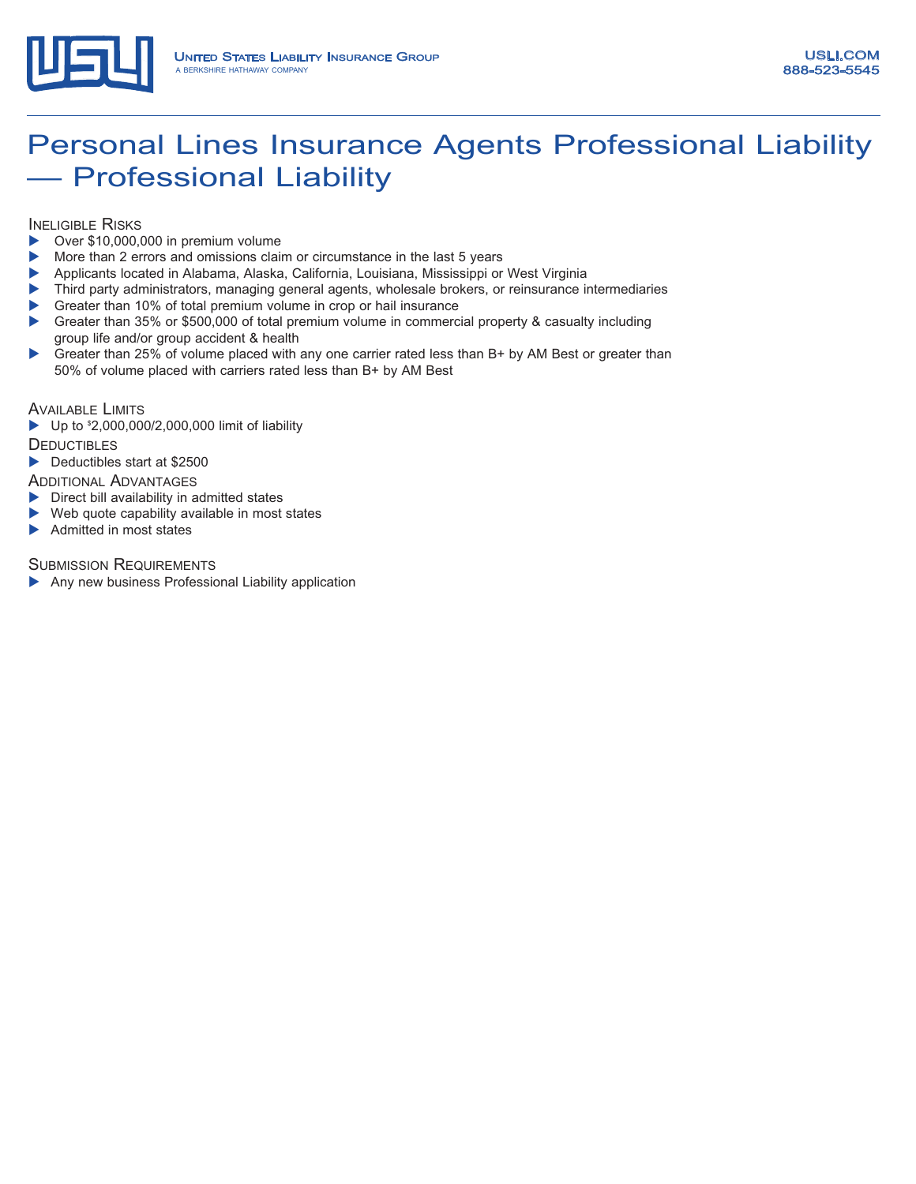# Personal Lines Insurance Agents Professional Liability — Professional Liability

## Ineligible Risks

- Over $10,000,000 in premium volume
- More than 2 errors and omissions claim or circumstance in the last 5 years
- Applicants located in Alabama, Alaska, California, Louisiana, Mississippi or West Virginia
- Third party administrators, managing general agents, wholesale brokers, or reinsurance intermediaries
- Greater than 10% of total premium volume in crop or hail insurance
- Greater than 35% or $500,000 of total premium volume in commercial property & casualty including group life and/or group accident & health
- Greater than 25% of volume placed with any one carrier rated less than B+ by AM Best or greater than 50% of volume placed with carriers rated less than B+ by AM Best

## Available Limits

- Up to $2,000,000/2,000,000 limit of liability

## Deductibles

- Deductibles start at $2500

## Additional Advantages

- Direct bill availability in admitted states
- Web quote capability available in most states
- Admitted in most states

## Submission Requirements

- Any new business Professional Liability application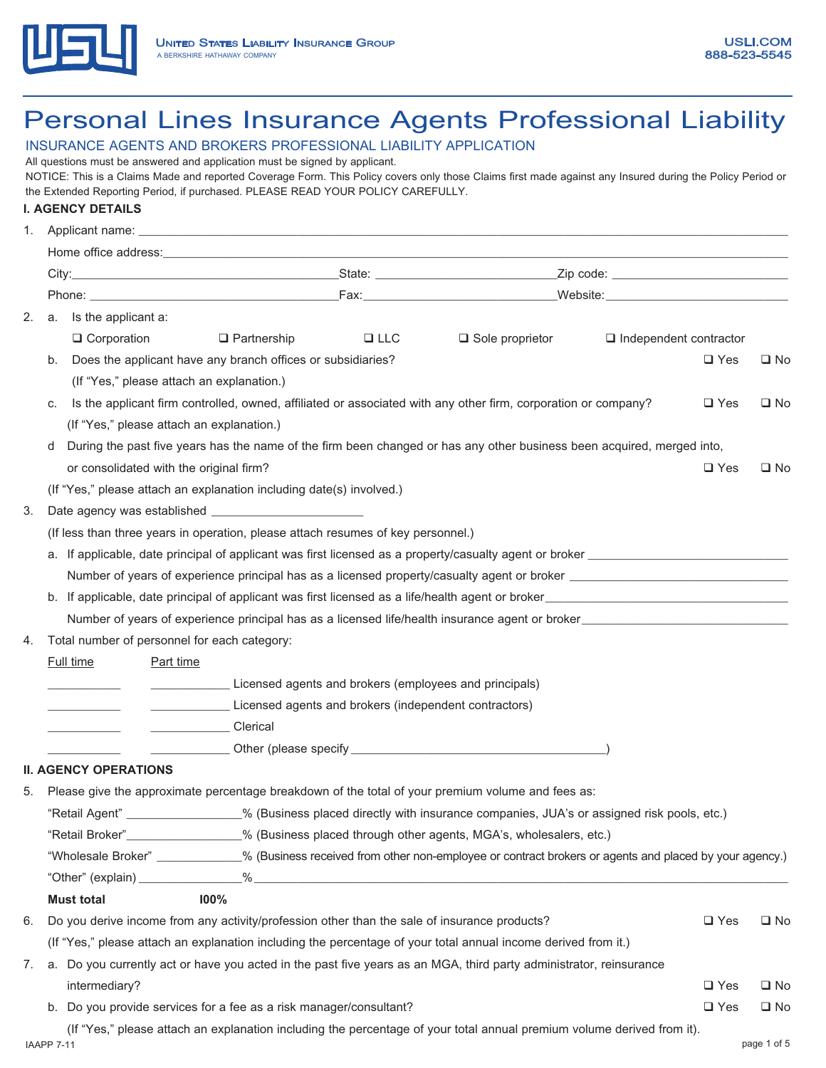UNITED STATES LIABILITY INSURANCE GROUP
A BERKSHIRE HATHAWAY COMPANY

USLI.COM
888-523-5545

# Personal Lines Insurance Agents Professional Liability

## INSURANCE AGENTS AND BROKERS PROFESSIONAL LIABILITY APPLICATION

All questions must be answered and application must be signed by applicant.

NOTICE: This is a Claims Made and reported Coverage Form. This Policy covers only those Claims first made against any Insured during the Policy Period or the Extended Reporting Period, if purchased. PLEASE READ YOUR POLICY CAREFULLY.

### I. AGENCY DETAILS

1. Applicant name: ______________________________

   Home office address: ______________________________

   City: ____________________ State: ____________________ Zip code: ____________________

   Phone: ____________________ Fax: ____________________ Website: ____________________

2. a. Is the applicant a:

   ❑ Corporation ❑ Partnership ❑ LLC ❑ Sole proprietor ❑ Independent contractor

   b. Does the applicant have any branch offices or subsidiaries? ❑ Yes ❑ No

   (If "Yes," please attach an explanation.)

   c. Is the applicant firm controlled, owned, affiliated or associated with any other firm, corporation or company? ❑ Yes ❑ No

   (If "Yes," please attach an explanation.)

   d During the past five years has the name of the firm been changed or has any other business been acquired, merged into, or consolidated with the original firm? ❑ Yes ❑ No

   (If "Yes," please attach an explanation including date(s) involved.)

3. Date agency was established ____________________

   (If less than three years in operation, please attach resumes of key personnel.)

   a. If applicable, date principal of applicant was first licensed as a property/casualty agent or broker ____________________

   Number of years of experience principal has as a licensed property/casualty agent or broker ____________________

   b. If applicable, date principal of applicant was first licensed as a life/health agent or broker ____________________

   Number of years of experience principal has as a licensed life/health insurance agent or broker ____________________

4. Total number of personnel for each category:

| Full time | Part time | |
|---|---|---|
| ________ | ________ | Licensed agents and brokers (employees and principals) |
| ________ | ________ | Licensed agents and brokers (independent contractors) |
| ________ | ________ | Clerical |
| ________ | ________ | Other (please specify ____________________) |

### II. AGENCY OPERATIONS

5. Please give the approximate percentage breakdown of the total of your premium volume and fees as:

   "Retail Agent" ____________% (Business placed directly with insurance companies, JUA's or assigned risk pools, etc.)

   "Retail Broker" ____________% (Business placed through other agents, MGA's, wholesalers, etc.)

   "Wholesale Broker" ____________% (Business received from other non-employee or contract brokers or agents and placed by your agency.)

   "Other" (explain) ____________% ______________________________

   **Must total** **100%**

6. Do you derive income from any activity/profession other than the sale of insurance products? ❑ Yes ❑ No

   (If "Yes," please attach an explanation including the percentage of your total annual income derived from it.)

7. a. Do you currently act or have you acted in the past five years as an MGA, third party administrator, reinsurance intermediary? ❑ Yes ❑ No

   b. Do you provide services for a fee as a risk manager/consultant? ❑ Yes ❑ No

   (If "Yes," please attach an explanation including the percentage of your total annual premium volume derived from it).

IAAPP 7-11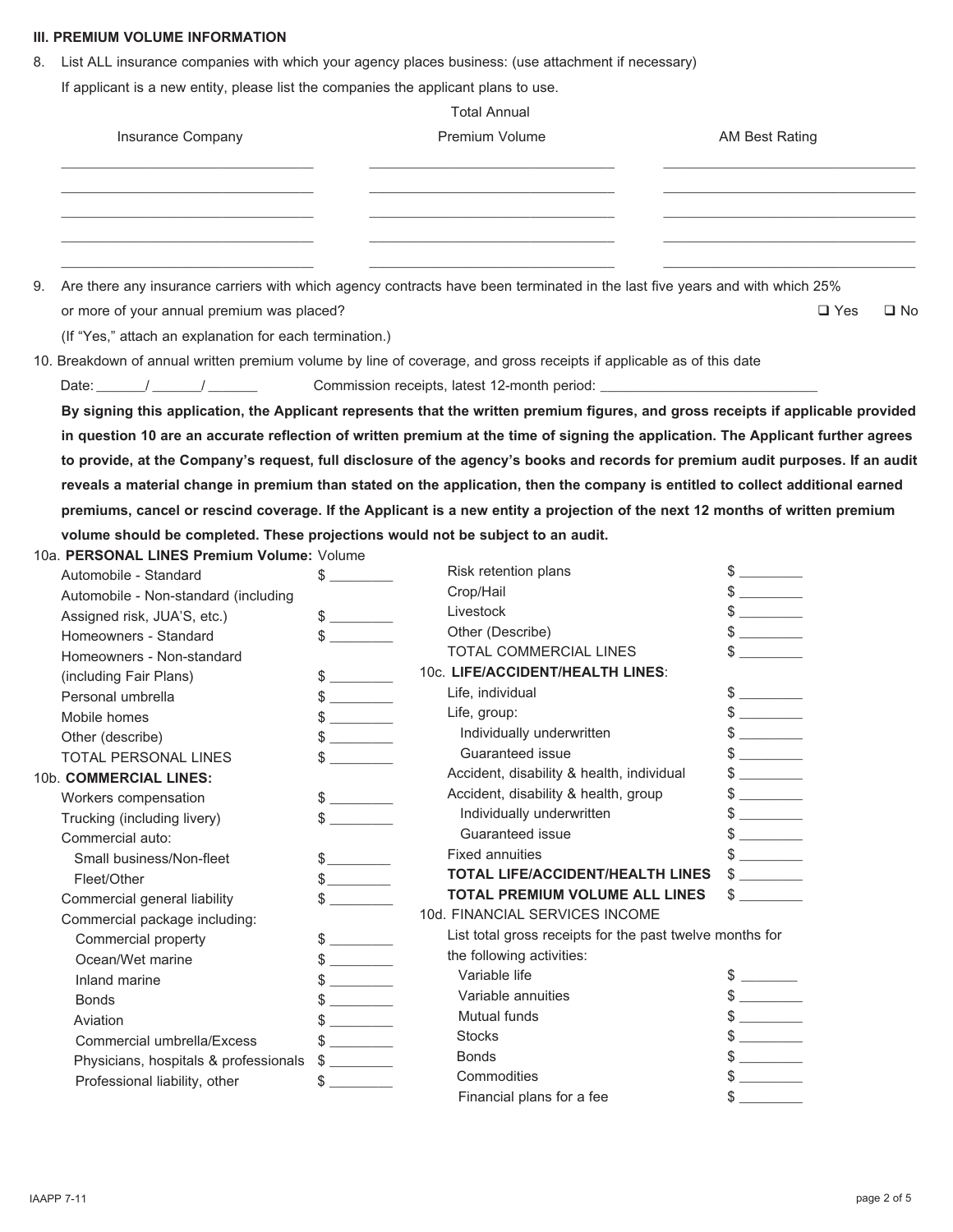### III. PREMIUM VOLUME INFORMATION

8. List ALL insurance companies with which your agency places business: (use attachment if necessary)

   If applicant is a new entity, please list the companies the applicant plans to use.

| Insurance Company | Total Annual Premium Volume | AM Best Rating |
|---|---|---|
| | | |
| | | |
| | | |
| | | |
| | | |

9. Are there any insurance carriers with which agency contracts have been terminated in the last five years and with which 25% or more of your annual premium was placed? ☐ Yes ☐ No

   (If "Yes," attach an explanation for each termination.)

10. Breakdown of annual written premium volume by line of coverage, and gross receipts if applicable as of this date

    Date: ______/ ______/ ______ Commission receipts, latest 12-month period: ___________________________

    **By signing this application, the Applicant represents that the written premium figures, and gross receipts if applicable provided in question 10 are an accurate reflection of written premium at the time of signing the application. The Applicant further agrees to provide, at the Company's request, full disclosure of the agency's books and records for premium audit purposes. If an audit reveals a material change in premium than stated on the application, then the company is entitled to collect additional earned premiums, cancel or rescind coverage. If the Applicant is a new entity a projection of the next 12 months of written premium volume should be completed. These projections would not be subject to an audit.**

10a. **PERSONAL LINES Premium Volume:** Volume

| | |
|---|---|
| Automobile - Standard | $ ________ |
| Automobile - Non-standard (including Assigned risk, JUA'S, etc.) | $ ________ |
| Homeowners - Standard | $ ________ |
| Homeowners - Non-standard (including Fair Plans) | $ ________ |
| Personal umbrella | $ ________ |
| Mobile homes | $ ________ |
| Other (describe) | $ ________ |
| TOTAL PERSONAL LINES | $ ________ |

10b. **COMMERCIAL LINES:**

| | |
|---|---|
| Workers compensation | $ ________ |
| Trucking (including livery) | $ ________ |
| Commercial auto: | |
| Small business/Non-fleet | $ ________ |
| Fleet/Other | $ ________ |
| Commercial general liability | $ ________ |
| Commercial package including: | |
| Commercial property | $ ________ |
| Ocean/Wet marine | $ ________ |
| Inland marine | $ ________ |
| Bonds | $ ________ |
| Aviation | $ ________ |
| Commercial umbrella/Excess | $ ________ |
| Physicians, hospitals & professionals | $ ________ |
| Professional liability, other | $ ________ |
| Risk retention plans | $ ________ |
| Crop/Hail | $ ________ |
| Livestock | $ ________ |
| Other (Describe) | $ ________ |
| TOTAL COMMERCIAL LINES | $ ________ |

10c. **LIFE/ACCIDENT/HEALTH LINES**:

| | |
|---|---|
| Life, individual | $ ________ |
| Life, group: | $ ________ |
| Individually underwritten | $ ________ |
| Guaranteed issue | $ ________ |
| Accident, disability & health, individual | $ ________ |
| Accident, disability & health, group | $ ________ |
| Individually underwritten | $ ________ |
| Guaranteed issue | $ ________ |
| Fixed annuities | $ ________ |
| **TOTAL LIFE/ACCIDENT/HEALTH LINES** | $ ________ |
| **TOTAL PREMIUM VOLUME ALL LINES** | $ ________ |

10d. FINANCIAL SERVICES INCOME

List total gross receipts for the past twelve months for the following activities:

| | |
|---|---|
| Variable life | $ ________ |
| Variable annuities | $ ________ |
| Mutual funds | $ ________ |
| Stocks | $ ________ |
| Bonds | $ ________ |
| Commodities | $ ________ |
| Financial plans for a fee | $ ________ |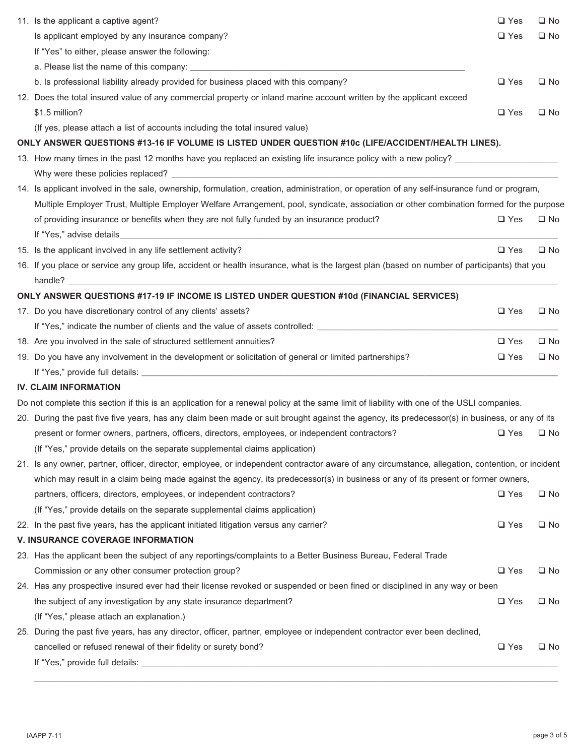11. Is the applicant a captive agent? ❑ Yes ❑ No

    Is applicant employed by any insurance company? ❑ Yes ❑ No

    If "Yes" to either, please answer the following:

    a. Please list the name of this company: ______________________________

    b. Is professional liability already provided for business placed with this company? ❑ Yes ❑ No

12. Does the total insured value of any commercial property or inland marine account written by the applicant exceed $1.5 million? ❑ Yes ❑ No

    (If yes, please attach a list of accounts including the total insured value)

**ONLY ANSWER QUESTIONS #13-16 IF VOLUME IS LISTED UNDER QUESTION #10c (LIFE/ACCIDENT/HEALTH LINES).**

13. How many times in the past 12 months have you replaced an existing life insurance policy with a new policy? ______________________

    Why were these policies replaced? ______________________________

14. Is applicant involved in the sale, ownership, formulation, creation, administration, or operation of any self-insurance fund or program, Multiple Employer Trust, Multiple Employer Welfare Arrangement, pool, syndicate, association or other combination formed for the purpose of providing insurance or benefits when they are not fully funded by an insurance product? ❑ Yes ❑ No

    If "Yes," advise details______________________________

15. Is the applicant involved in any life settlement activity? ❑ Yes ❑ No

16. If you place or service any group life, accident or health insurance, what is the largest plan (based on number of participants) that you handle? ______________________________

**ONLY ANSWER QUESTIONS #17-19 IF INCOME IS LISTED UNDER QUESTION #10d (FINANCIAL SERVICES)**

17. Do you have discretionary control of any clients' assets? ❑ Yes ❑ No

    If "Yes," indicate the number of clients and the value of assets controlled: ______________________________

18. Are you involved in the sale of structured settlement annuities? ❑ Yes ❑ No

19. Do you have any involvement in the development or solicitation of general or limited partnerships? ❑ Yes ❑ No

    If "Yes," provide full details: ______________________________

## IV. CLAIM INFORMATION

Do not complete this section if this is an application for a renewal policy at the same limit of liability with one of the USLI companies.

20. During the past five five years, has any claim been made or suit brought against the agency, its predecessor(s) in business, or any of its present or former owners, partners, officers, directors, employees, or independent contractors? ❑ Yes ❑ No

    (If "Yes," provide details on the separate supplemental claims application)

21. Is any owner, partner, officer, director, employee, or independent contractor aware of any circumstance, allegation, contention, or incident which may result in a claim being made against the agency, its predecessor(s) in business or any of its present or former owners, partners, officers, directors, employees, or independent contractors? ❑ Yes ❑ No

    (If "Yes," provide details on the separate supplemental claims application)

22. In the past five years, has the applicant initiated litigation versus any carrier? ❑ Yes ❑ No

## V. INSURANCE COVERAGE INFORMATION

23. Has the applicant been the subject of any reportings/complaints to a Better Business Bureau, Federal Trade Commission or any other consumer protection group? ❑ Yes ❑ No

24. Has any prospective insured ever had their license revoked or suspended or been fined or disciplined in any way or been the subject of any investigation by any state insurance department? ❑ Yes ❑ No

    (If "Yes," please attach an explanation.)

25. During the past five years, has any director, officer, partner, employee or independent contractor ever been declined, cancelled or refused renewal of their fidelity or surety bond? ❑ Yes ❑ No

    If "Yes," provide full details: ______________________________

______________________________

IAAPP 7-11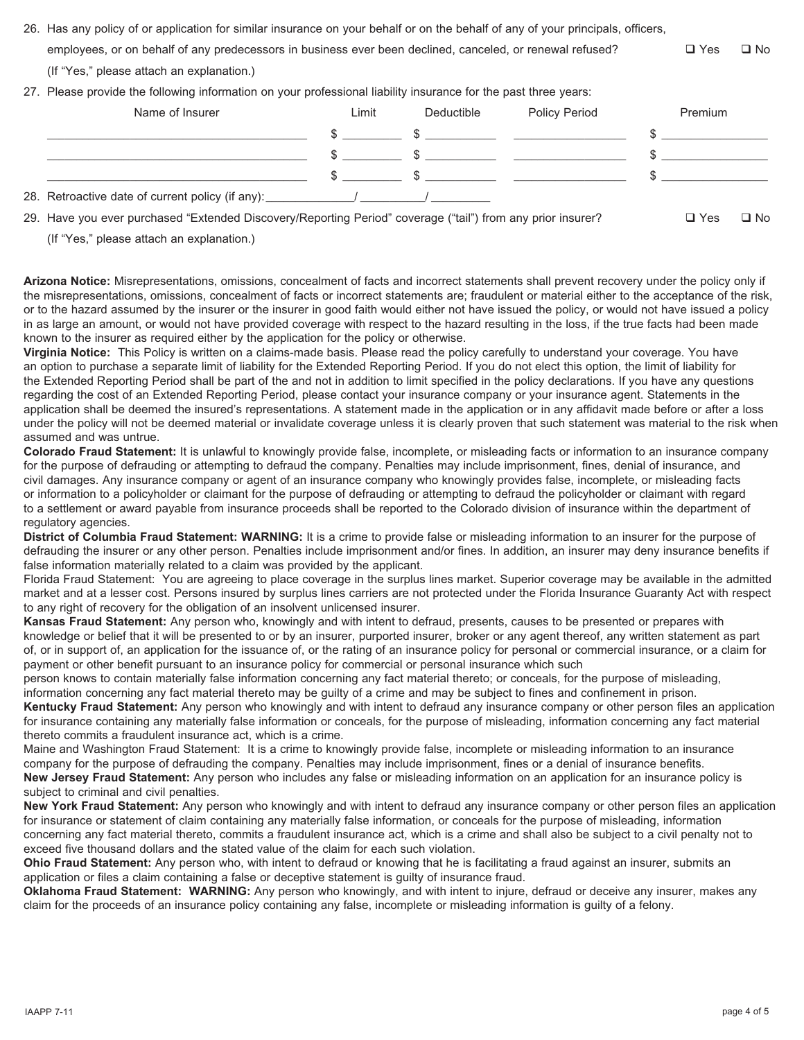26. Has any policy of or application for similar insurance on your behalf or on the behalf of any of your principals, officers, employees, or on behalf of any predecessors in business ever been declined, canceled, or renewal refused? ☐ Yes ☐ No
(If "Yes," please attach an explanation.)

27. Please provide the following information on your professional liability insurance for the past three years:

| Name of Insurer | Limit | Deductible | Policy Period | Premium |
|---|---|---|---|---|
| ______________________ | $ ________ | $ ________ | ______________ | $ ______________ |
| ______________________ | $ ________ | $ ________ | ______________ | $ ______________ |
| ______________________ | $ ________ | $ ________ | ______________ | $ ______________ |

28. Retroactive date of current policy (if any): __________/__________/__________

29. Have you ever purchased "Extended Discovery/Reporting Period" coverage ("tail") from any prior insurer? ☐ Yes ☐ No
(If "Yes," please attach an explanation.)

**Arizona Notice:** Misrepresentations, omissions, concealment of facts and incorrect statements shall prevent recovery under the policy only if the misrepresentations, omissions, concealment of facts or incorrect statements are; fraudulent or material either to the acceptance of the risk, or to the hazard assumed by the insurer or the insurer in good faith would either not have issued the policy, or would not have issued a policy in as large an amount, or would not have provided coverage with respect to the hazard resulting in the loss, if the true facts had been made known to the insurer as required either by the application for the policy or otherwise.

**Virginia Notice:** This Policy is written on a claims-made basis. Please read the policy carefully to understand your coverage. You have an option to purchase a separate limit of liability for the Extended Reporting Period. If you do not elect this option, the limit of liability for the Extended Reporting Period shall be part of the and not in addition to limit specified in the policy declarations. If you have any questions regarding the cost of an Extended Reporting Period, please contact your insurance company or your insurance agent. Statements in the application shall be deemed the insured's representations. A statement made in the application or in any affidavit made before or after a loss under the policy will not be deemed material or invalidate coverage unless it is clearly proven that such statement was material to the risk when assumed and was untrue.

**Colorado Fraud Statement:** It is unlawful to knowingly provide false, incomplete, or misleading facts or information to an insurance company for the purpose of defrauding or attempting to defraud the company. Penalties may include imprisonment, fines, denial of insurance, and civil damages. Any insurance company or agent of an insurance company who knowingly provides false, incomplete, or misleading facts or information to a policyholder or claimant for the purpose of defrauding or attempting to defraud the policyholder or claimant with regard to a settlement or award payable from insurance proceeds shall be reported to the Colorado division of insurance within the department of regulatory agencies.

**District of Columbia Fraud Statement: WARNING:** It is a crime to provide false or misleading information to an insurer for the purpose of defrauding the insurer or any other person. Penalties include imprisonment and/or fines. In addition, an insurer may deny insurance benefits if false information materially related to a claim was provided by the applicant.

Florida Fraud Statement: You are agreeing to place coverage in the surplus lines market. Superior coverage may be available in the admitted market and at a lesser cost. Persons insured by surplus lines carriers are not protected under the Florida Insurance Guaranty Act with respect to any right of recovery for the obligation of an insolvent unlicensed insurer.

**Kansas Fraud Statement:** Any person who, knowingly and with intent to defraud, presents, causes to be presented or prepares with knowledge or belief that it will be presented to or by an insurer, purported insurer, broker or any agent thereof, any written statement as part of, or in support of, an application for the issuance of, or the rating of an insurance policy for personal or commercial insurance, or a claim for payment or other benefit pursuant to an insurance policy for commercial or personal insurance which such person knows to contain materially false information concerning any fact material thereto; or conceals, for the purpose of misleading, information concerning any fact material thereto may be guilty of a crime and may be subject to fines and confinement in prison.

**Kentucky Fraud Statement:** Any person who knowingly and with intent to defraud any insurance company or other person files an application for insurance containing any materially false information or conceals, for the purpose of misleading, information concerning any fact material thereto commits a fraudulent insurance act, which is a crime.

Maine and Washington Fraud Statement: It is a crime to knowingly provide false, incomplete or misleading information to an insurance company for the purpose of defrauding the company. Penalties may include imprisonment, fines or a denial of insurance benefits.

**New Jersey Fraud Statement:** Any person who includes any false or misleading information on an application for an insurance policy is subject to criminal and civil penalties.

**New York Fraud Statement:** Any person who knowingly and with intent to defraud any insurance company or other person files an application for insurance or statement of claim containing any materially false information, or conceals for the purpose of misleading, information concerning any fact material thereto, commits a fraudulent insurance act, which is a crime and shall also be subject to a civil penalty not to exceed five thousand dollars and the stated value of the claim for each such violation.

**Ohio Fraud Statement:** Any person who, with intent to defraud or knowing that he is facilitating a fraud against an insurer, submits an application or files a claim containing a false or deceptive statement is guilty of insurance fraud.

**Oklahoma Fraud Statement: WARNING:** Any person who knowingly, and with intent to injure, defraud or deceive any insurer, makes any claim for the proceeds of an insurance policy containing any false, incomplete or misleading information is guilty of a felony.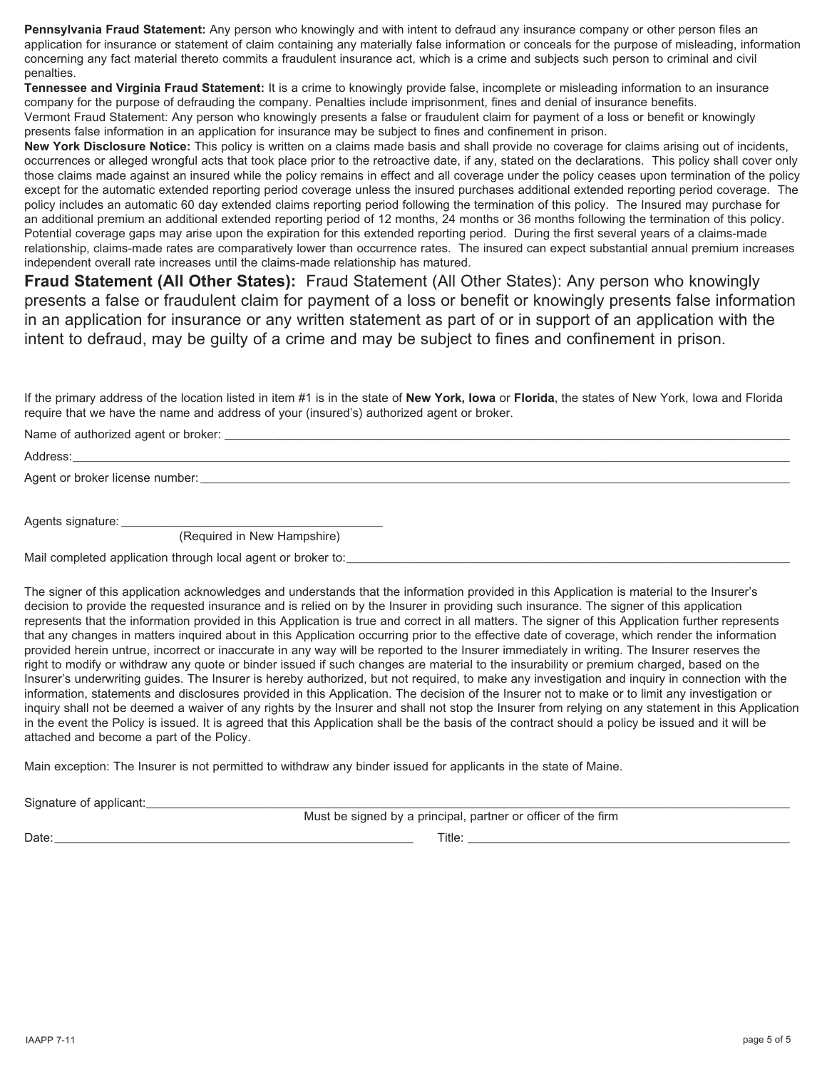**Pennsylvania Fraud Statement:** Any person who knowingly and with intent to defraud any insurance company or other person files an application for insurance or statement of claim containing any materially false information or conceals for the purpose of misleading, information concerning any fact material thereto commits a fraudulent insurance act, which is a crime and subjects such person to criminal and civil penalties.

**Tennessee and Virginia Fraud Statement:** It is a crime to knowingly provide false, incomplete or misleading information to an insurance company for the purpose of defrauding the company. Penalties include imprisonment, fines and denial of insurance benefits.

Vermont Fraud Statement: Any person who knowingly presents a false or fraudulent claim for payment of a loss or benefit or knowingly presents false information in an application for insurance may be subject to fines and confinement in prison.

**New York Disclosure Notice:** This policy is written on a claims made basis and shall provide no coverage for claims arising out of incidents, occurrences or alleged wrongful acts that took place prior to the retroactive date, if any, stated on the declarations. This policy shall cover only those claims made against an insured while the policy remains in effect and all coverage under the policy ceases upon termination of the policy except for the automatic extended reporting period coverage unless the insured purchases additional extended reporting period coverage. The policy includes an automatic 60 day extended claims reporting period following the termination of this policy. The Insured may purchase for an additional premium an additional extended reporting period of 12 months, 24 months or 36 months following the termination of this policy. Potential coverage gaps may arise upon the expiration for this extended reporting period. During the first several years of a claims-made relationship, claims-made rates are comparatively lower than occurrence rates. The insured can expect substantial annual premium increases independent overall rate increases until the claims-made relationship has matured.

**Fraud Statement (All Other States):** Fraud Statement (All Other States): Any person who knowingly presents a false or fraudulent claim for payment of a loss or benefit or knowingly presents false information in an application for insurance or any written statement as part of or in support of an application with the intent to defraud, may be guilty of a crime and may be subject to fines and confinement in prison.

If the primary address of the location listed in item #1 is in the state of **New York, Iowa** or **Florida**, the states of New York, Iowa and Florida require that we have the name and address of your (insured's) authorized agent or broker.

Name of authorized agent or broker: \_\_\_\_\_\_\_\_\_\_\_\_\_\_\_\_\_\_\_\_\_\_\_\_\_\_\_\_\_\_\_\_\_\_\_\_\_\_

Address: \_\_\_\_\_\_\_\_\_\_\_\_\_\_\_\_\_\_\_\_\_\_\_\_\_\_\_\_\_\_\_\_\_\_\_\_\_\_

Agent or broker license number: \_\_\_\_\_\_\_\_\_\_\_\_\_\_\_\_\_\_\_\_\_\_\_\_\_\_\_\_\_\_\_\_\_\_\_\_\_\_

Agents signature: \_\_\_\_\_\_\_\_\_\_\_\_\_\_\_\_\_\_\_\_\_\_\_\_\_\_\_\_\_\_\_\_\_\_\_\_\_\_
(Required in New Hampshire)

Mail completed application through local agent or broker to: \_\_\_\_\_\_\_\_\_\_\_\_\_\_\_\_\_\_\_\_\_\_\_\_\_\_\_\_\_\_\_\_\_\_\_\_\_\_

The signer of this application acknowledges and understands that the information provided in this Application is material to the Insurer's decision to provide the requested insurance and is relied on by the Insurer in providing such insurance. The signer of this application represents that the information provided in this Application is true and correct in all matters. The signer of this Application further represents that any changes in matters inquired about in this Application occurring prior to the effective date of coverage, which render the information provided herein untrue, incorrect or inaccurate in any way will be reported to the Insurer immediately in writing. The Insurer reserves the right to modify or withdraw any quote or binder issued if such changes are material to the insurability or premium charged, based on the Insurer's underwriting guides. The Insurer is hereby authorized, but not required, to make any investigation and inquiry in connection with the information, statements and disclosures provided in this Application. The decision of the Insurer not to make or to limit any investigation or inquiry shall not be deemed a waiver of any rights by the Insurer and shall not stop the Insurer from relying on any statement in this Application in the event the Policy is issued. It is agreed that this Application shall be the basis of the contract should a policy be issued and it will be attached and become a part of the Policy.

Main exception: The Insurer is not permitted to withdraw any binder issued for applicants in the state of Maine.

Signature of applicant: \_\_\_\_\_\_\_\_\_\_\_\_\_\_\_\_\_\_\_\_\_\_\_\_\_\_\_\_\_\_\_\_\_\_\_\_\_\_
Must be signed by a principal, partner or officer of the firm

Date: \_\_\_\_\_\_\_\_\_\_\_\_\_\_\_\_\_\_\_\_\_\_\_\_ Title: \_\_\_\_\_\_\_\_\_\_\_\_\_\_\_\_\_\_\_\_\_\_\_\_

IAAPP 7-11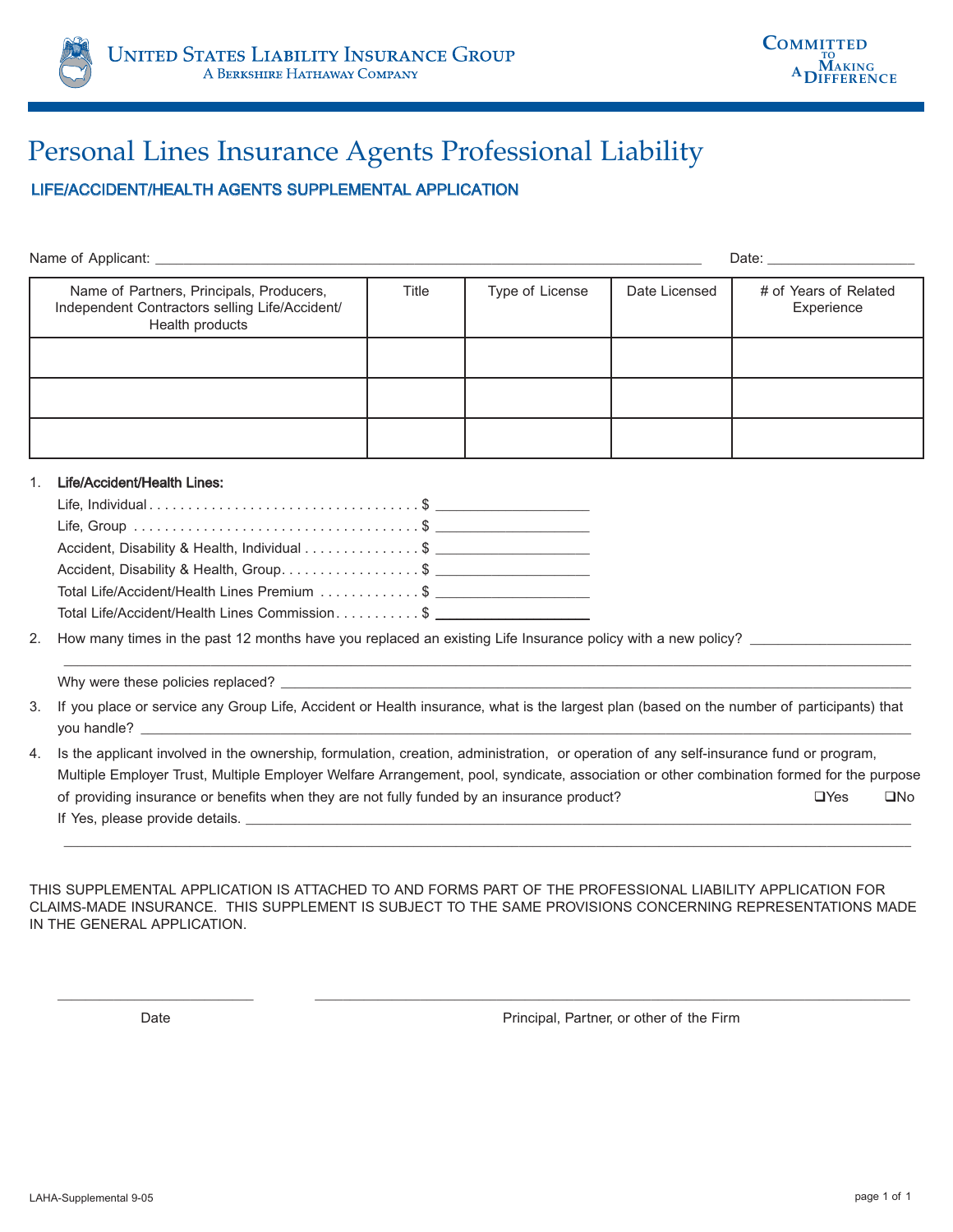United States Liability Insurance Group
A Berkshire Hathaway Company

Committed to Making a Difference

# Personal Lines Insurance Agents Professional Liability

## LIFE/ACCIDENT/HEALTH AGENTS SUPPLEMENTAL APPLICATION

Name of Applicant: ________________________________________ Date: ____________

| Name of Partners, Principals, Producers, Independent Contractors selling Life/Accident/ Health products | Title | Type of License | Date Licensed | # of Years of Related Experience |
|---|---|---|---|---|
| | | | | |
| | | | | |
| | | | | |

1. **Life/Accident/Health Lines:**
   - Life, Individual . . . . . . . . . . . . . . . . . . . . . . . . . . . . . . . . . . . $ ____________
   - Life, Group . . . . . . . . . . . . . . . . . . . . . . . . . . . . . . . . . . . . $ ____________
   - Accident, Disability & Health, Individual . . . . . . . . . . . . . . . $ ____________
   - Accident, Disability & Health, Group. . . . . . . . . . . . . . . . . . $ ____________
   - Total Life/Accident/Health Lines Premium . . . . . . . . . . . . . $ ____________
   - Total Life/Accident/Health Lines Commission. . . . . . . . . . . $ ____________

2. How many times in the past 12 months have you replaced an existing Life Insurance policy with a new policy? ____________

   ________________________________________________________________

   Why were these policies replaced? ________________________________________________

3. If you place or service any Group Life, Accident or Health insurance, what is the largest plan (based on the number of participants) that you handle? ________________________________________________

4. Is the applicant involved in the ownership, formulation, creation, administration, or operation of any self-insurance fund or program, Multiple Employer Trust, Multiple Employer Welfare Arrangement, pool, syndicate, association or other combination formed for the purpose of providing insurance or benefits when they are not fully funded by an insurance product? ❑Yes ❑No

   If Yes, please provide details. ________________________________________________

   ________________________________________________________________

THIS SUPPLEMENTAL APPLICATION IS ATTACHED TO AND FORMS PART OF THE PROFESSIONAL LIABILITY APPLICATION FOR CLAIMS-MADE INSURANCE. THIS SUPPLEMENT IS SUBJECT TO THE SAME PROVISIONS CONCERNING REPRESENTATIONS MADE IN THE GENERAL APPLICATION.

____________________ ________________________________________

Date Principal, Partner, or other of the Firm

LAHA-Supplemental 9-05